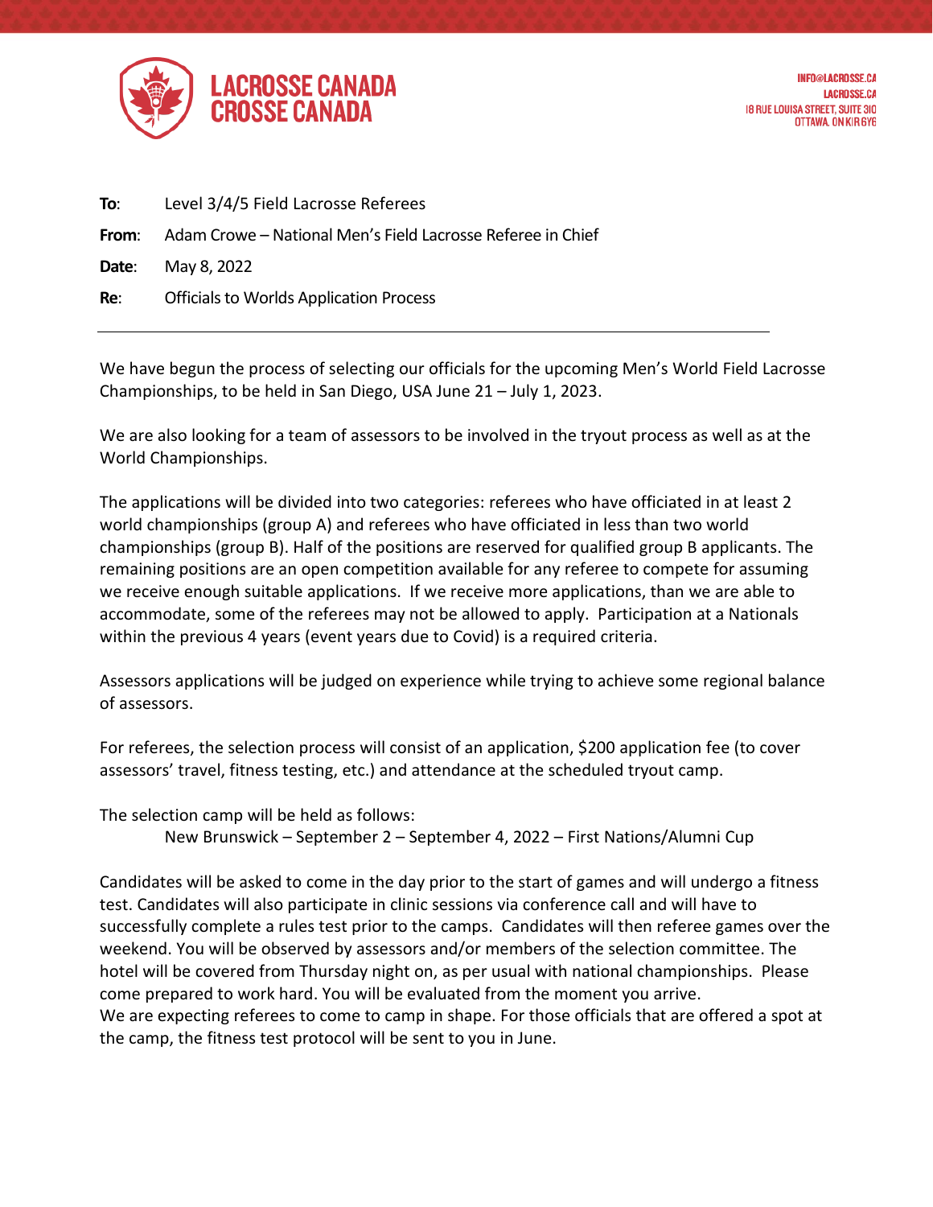LACROSSE CANADA
CROSSE CANADA

INFO@LACROSSE.CA
LACROSSE.CA
18 RUE LOUISA STREET, SUITE 310
OTTAWA, ON K1R 6Y6

**To**: Level 3/4/5 Field Lacrosse Referees

**From**: Adam Crowe – National Men's Field Lacrosse Referee in Chief

**Date**: May 8, 2022

**Re**: Officials to Worlds Application Process

---

We have begun the process of selecting our officials for the upcoming Men's World Field Lacrosse Championships, to be held in San Diego, USA June 21 – July 1, 2023.

We are also looking for a team of assessors to be involved in the tryout process as well as at the World Championships.

The applications will be divided into two categories: referees who have officiated in at least 2 world championships (group A) and referees who have officiated in less than two world championships (group B). Half of the positions are reserved for qualified group B applicants. The remaining positions are an open competition available for any referee to compete for assuming we receive enough suitable applications. If we receive more applications, than we are able to accommodate, some of the referees may not be allowed to apply. Participation at a Nationals within the previous 4 years (event years due to Covid) is a required criteria.

Assessors applications will be judged on experience while trying to achieve some regional balance of assessors.

For referees, the selection process will consist of an application, $200 application fee (to cover assessors' travel, fitness testing, etc.) and attendance at the scheduled tryout camp.

The selection camp will be held as follows:

New Brunswick – September 2 – September 4, 2022 – First Nations/Alumni Cup

Candidates will be asked to come in the day prior to the start of games and will undergo a fitness test. Candidates will also participate in clinic sessions via conference call and will have to successfully complete a rules test prior to the camps. Candidates will then referee games over the weekend. You will be observed by assessors and/or members of the selection committee. The hotel will be covered from Thursday night on, as per usual with national championships. Please come prepared to work hard. You will be evaluated from the moment you arrive.
We are expecting referees to come to camp in shape. For those officials that are offered a spot at the camp, the fitness test protocol will be sent to you in June.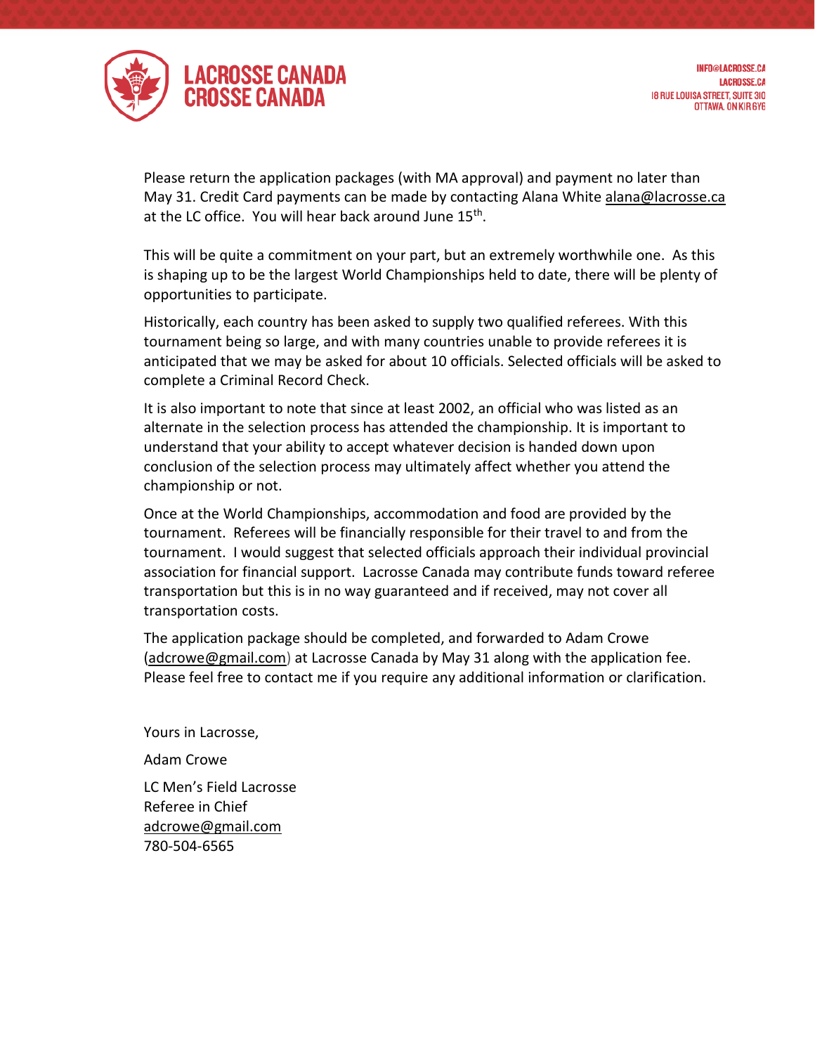Please return the application packages (with MA approval) and payment no later than May 31. Credit Card payments can be made by contacting Alana White alana@lacrosse.ca at the LC office. You will hear back around June 15th.

This will be quite a commitment on your part, but an extremely worthwhile one. As this is shaping up to be the largest World Championships held to date, there will be plenty of opportunities to participate.

Historically, each country has been asked to supply two qualified referees. With this tournament being so large, and with many countries unable to provide referees it is anticipated that we may be asked for about 10 officials. Selected officials will be asked to complete a Criminal Record Check.

It is also important to note that since at least 2002, an official who was listed as an alternate in the selection process has attended the championship. It is important to understand that your ability to accept whatever decision is handed down upon conclusion of the selection process may ultimately affect whether you attend the championship or not.

Once at the World Championships, accommodation and food are provided by the tournament. Referees will be financially responsible for their travel to and from the tournament. I would suggest that selected officials approach their individual provincial association for financial support. Lacrosse Canada may contribute funds toward referee transportation but this is in no way guaranteed and if received, may not cover all transportation costs.

The application package should be completed, and forwarded to Adam Crowe (adcrowe@gmail.com) at Lacrosse Canada by May 31 along with the application fee. Please feel free to contact me if you require any additional information or clarification.

Yours in Lacrosse,

Adam Crowe

LC Men's Field Lacrosse
Referee in Chief
adcrowe@gmail.com
780-504-6565